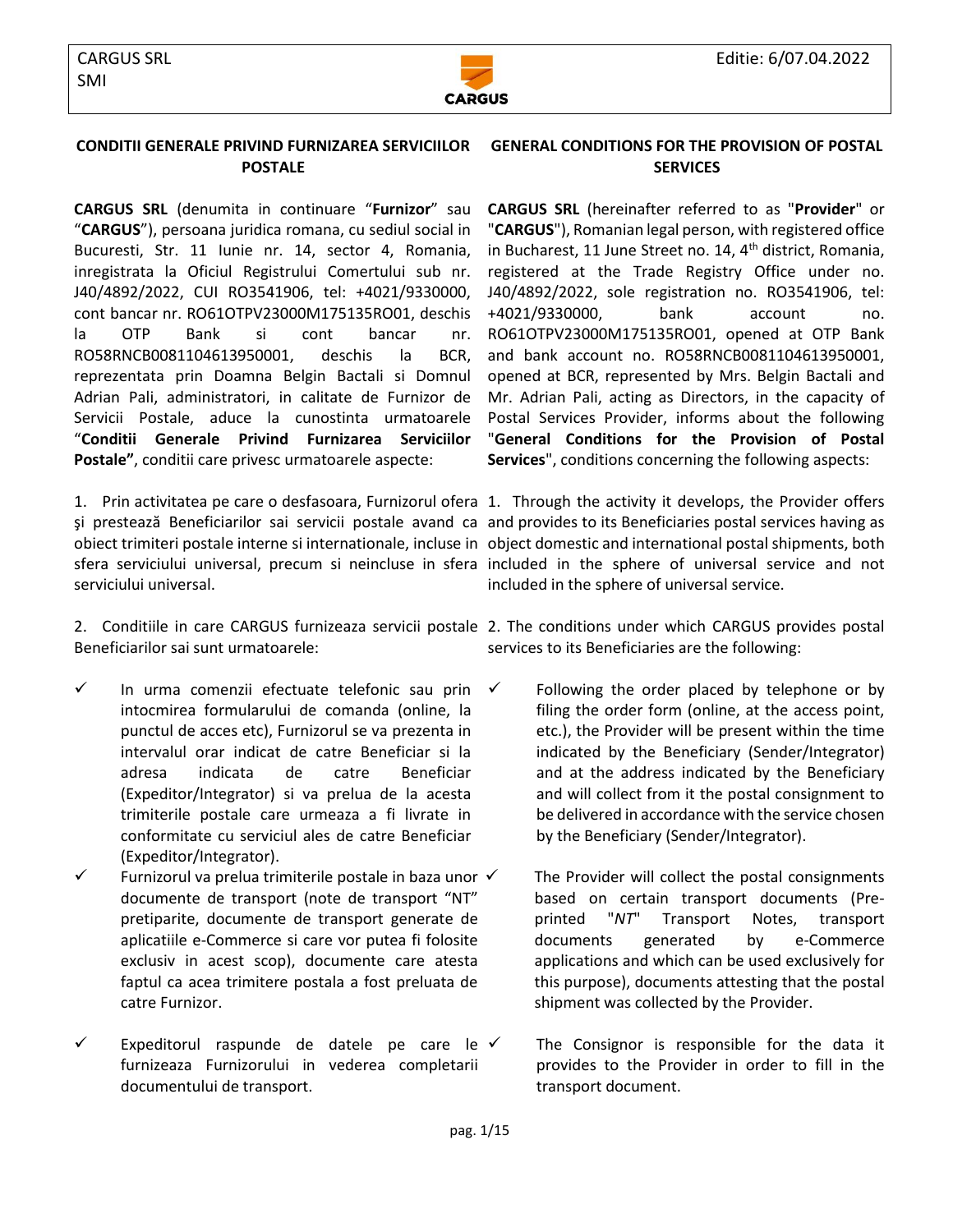**CONDITII GENERALE PRIVIND FURNIZAREA SERVICIILOR POSTALE**

**CARGUS SRL** (denumita in continuare "**Furnizor**" sau "**CARGUS**"), persoana juridica romana, cu sediul social in Bucuresti, Str. 11 Iunie nr. 14, sector 4, Romania, inregistrata la Oficiul Registrului Comertului sub nr. J40/4892/2022, CUI RO3541906, tel: +4021/9330000, cont bancar nr. RO61OTPV23000M175135RO01, deschis la OTP Bank si cont bancar nr. RO58RNCB0081104613950001, deschis la BCR, reprezentata prin Doamna Belgin Bactali si Domnul Adrian Pali, administratori, in calitate de Furnizor de Servicii Postale, aduce la cunostinta urmatoarele "**Conditii Generale Privind Furnizarea Serviciilor Postale"**, conditii care privesc urmatoarele aspecte:

1. Prin activitatea pe care o desfasoara, Furnizorul ofera şi prestează Beneficiarilor sai servicii postale avand ca obiect trimiteri postale interne si internationale, incluse in sfera serviciului universal, precum si neincluse in sfera serviciului universal.

2. Conditiile in care CARGUS furnizeaza servicii postale Beneficiarilor sai sunt urmatoarele:

- ✓ In urma comenzii efectuate telefonic sau prin intocmirea formularului de comanda (online, la punctul de acces etc), Furnizorul se va prezenta in intervalul orar indicat de catre Beneficiar si la adresa indicata de catre Beneficiar (Expeditor/Integrator) si va prelua de la acesta trimiterile postale care urmeaza a fi livrate in conformitate cu serviciul ales de catre Beneficiar (Expeditor/Integrator).
- ✓ Furnizorul va prelua trimiterile postale in baza unor documente de transport (note de transport "NT" pretiparite, documente de transport generate de aplicatiile e-Commerce si care vor putea fi folosite exclusiv in acest scop), documente care atesta faptul ca acea trimitere postala a fost preluata de catre Furnizor.
- ✓ Expeditorul raspunde de datele pe care le furnizeaza Furnizorului in vederea completarii documentului de transport.

**GENERAL CONDITIONS FOR THE PROVISION OF POSTAL SERVICES**

**CARGUS SRL** (hereinafter referred to as "**Provider**" or "**CARGUS**"), Romanian legal person, with registered office in Bucharest, 11 June Street no. 14, 4th district, Romania, registered at the Trade Registry Office under no. J40/4892/2022, sole registration no. RO3541906, tel: +4021/9330000, bank account no. RO61OTPV23000M175135RO01, opened at OTP Bank and bank account no. RO58RNCB0081104613950001, opened at BCR, represented by Mrs. Belgin Bactali and Mr. Adrian Pali, acting as Directors, in the capacity of Postal Services Provider, informs about the following "**General Conditions for the Provision of Postal Services**", conditions concerning the following aspects:

1. Through the activity it develops, the Provider offers and provides to its Beneficiaries postal services having as object domestic and international postal shipments, both included in the sphere of universal service and not included in the sphere of universal service.

2. The conditions under which CARGUS provides postal services to its Beneficiaries are the following:

- ✓ Following the order placed by telephone or by filing the order form (online, at the access point, etc.), the Provider will be present within the time indicated by the Beneficiary (Sender/Integrator) and at the address indicated by the Beneficiary and will collect from it the postal consignment to be delivered in accordance with the service chosen by the Beneficiary (Sender/Integrator).
- ✓ The Provider will collect the postal consignments based on certain transport documents (Pre-printed "*NT*" Transport Notes, transport documents generated by e-Commerce applications and which can be used exclusively for this purpose), documents attesting that the postal shipment was collected by the Provider.
- ✓ The Consignor is responsible for the data it provides to the Provider in order to fill in the transport document.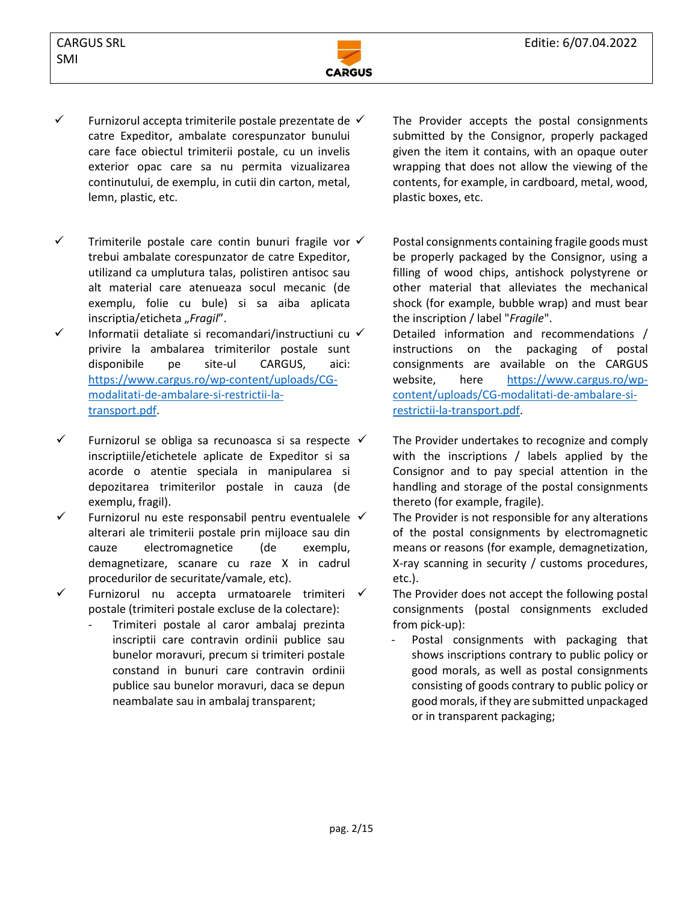- ✓ Furnizorul accepta trimiterile postale prezentate de catre Expeditor, ambalate corespunzator bunului care face obiectul trimiterii postale, cu un invelis exterior opac care sa nu permita vizualizarea continutului, de exemplu, in cutii din carton, metal, lemn, plastic, etc.

- ✓ Trimiterile postale care contin bunuri fragile vor trebui ambalate corespunzator de catre Expeditor, utilizand ca umplutura talas, polistiren antisoc sau alt material care atenueaza socul mecanic (de exemplu, folie cu bule) si sa aiba aplicata inscriptia/eticheta *„Fragil”*.
- ✓ Informatii detaliate si recomandari/instructiuni cu privire la ambalarea trimiterilor postale sunt disponibile pe site-ul CARGUS, aici: [https://www.cargus.ro/wp-content/uploads/CG-modalitati-de-ambalare-si-restrictii-la-transport.pdf](https://www.cargus.ro/wp-content/uploads/CG-modalitati-de-ambalare-si-restrictii-la-transport.pdf).

- ✓ Furnizorul se obliga sa recunoasca si sa respecte inscriptiile/etichetele aplicate de Expeditor si sa acorde o atentie speciala in manipularea si depozitarea trimiterilor postale in cauza (de exemplu, fragil).
- ✓ Furnizorul nu este responsabil pentru eventualele alterari ale trimiterii postale prin mijloace sau din cauze electromagnetice (de exemplu, demagnetizare, scanare cu raze X in cadrul procedurilor de securitate/vamale, etc).
- ✓ Furnizorul nu accepta urmatoarele trimiteri postale (trimiteri postale excluse de la colectare):
  - Trimiteri postale al caror ambalaj prezinta inscriptii care contravin ordinii publice sau bunelor moravuri, precum si trimiteri postale constand in bunuri care contravin ordinii publice sau bunelor moravuri, daca se depun neambalate sau in ambalaj transparent;

- ✓ The Provider accepts the postal consignments submitted by the Consignor, properly packaged given the item it contains, with an opaque outer wrapping that does not allow the viewing of the contents, for example, in cardboard, metal, wood, plastic boxes, etc.

- ✓ Postal consignments containing fragile goods must be properly packaged by the Consignor, using a filling of wood chips, antishock polystyrene or other material that alleviates the mechanical shock (for example, bubble wrap) and must bear the inscription / label "*Fragile*".
- ✓ Detailed information and recommendations / instructions on the packaging of postal consignments are available on the CARGUS website, here [https://www.cargus.ro/wp-content/uploads/CG-modalitati-de-ambalare-si-restrictii-la-transport.pdf](https://www.cargus.ro/wp-content/uploads/CG-modalitati-de-ambalare-si-restrictii-la-transport.pdf).

- ✓ The Provider undertakes to recognize and comply with the inscriptions / labels applied by the Consignor and to pay special attention in the handling and storage of the postal consignments thereto (for example, fragile).
- ✓ The Provider is not responsible for any alterations of the postal consignments by electromagnetic means or reasons (for example, demagnetization, X-ray scanning in security / customs procedures, etc.).
- ✓ The Provider does not accept the following postal consignments (postal consignments excluded from pick-up):
  - Postal consignments with packaging that shows inscriptions contrary to public policy or good morals, as well as postal consignments consisting of goods contrary to public policy or good morals, if they are submitted unpackaged or in transparent packaging;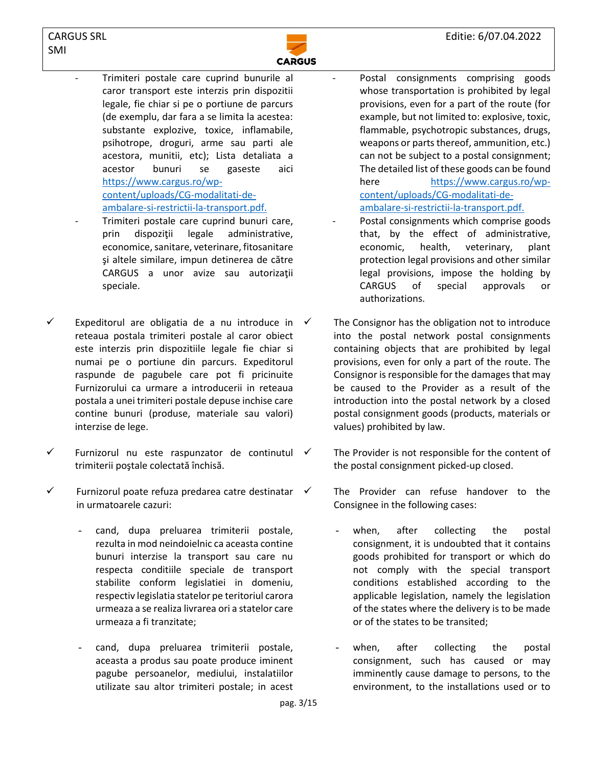- Trimiteri postale care cuprind bunurile al caror transport este interzis prin dispozitii legale, fie chiar si pe o portiune de parcurs (de exemplu, dar fara a se limita la acestea: substante explozive, toxice, inflamabile, psihotrope, droguri, arme sau parti ale acestora, munitii, etc); Lista detaliata a acestor bunuri se gaseste aici https://www.cargus.ro/wp-content/uploads/CG-modalitati-de-ambalare-si-restrictii-la-transport.pdf.
- Trimiteri postale care cuprind bunuri care, prin dispoziţii legale administrative, economice, sanitare, veterinare, fitosanitare şi altele similare, impun detinerea de către CARGUS a unor avize sau autorizaţii speciale.

✓ Expeditorul are obligatia de a nu introduce in reteaua postala trimiteri postale al caror obiect este interzis prin dispozitiile legale fie chiar si numai pe o portiune din parcurs. Expeditorul raspunde de pagubele care pot fi pricinuite Furnizorului ca urmare a introducerii in reteaua postala a unei trimiteri postale depuse inchise care contine bunuri (produse, materiale sau valori) interzise de lege.

✓ Furnizorul nu este raspunzator de continutul trimiterii poştale colectată închisă.

✓ Furnizorul poate refuza predarea catre destinatar in urmatoarele cazuri:

- cand, dupa preluarea trimiterii postale, rezulta in mod neindoielnic ca aceasta contine bunuri interzise la transport sau care nu respecta conditiile speciale de transport stabilite conform legislatiei in domeniu, respectiv legislatia statelor pe teritoriul carora urmeaza a se realiza livrarea ori a statelor care urmeaza a fi tranzitate;
- cand, dupa preluarea trimiterii postale, aceasta a produs sau poate produce iminent pagube persoanelor, mediului, instalatiilor utilizate sau altor trimiteri postale; in acest

- Postal consignments comprising goods whose transportation is prohibited by legal provisions, even for a part of the route (for example, but not limited to: explosive, toxic, flammable, psychotropic substances, drugs, weapons or parts thereof, ammunition, etc.) can not be subject to a postal consignment; The detailed list of these goods can be found here https://www.cargus.ro/wp-content/uploads/CG-modalitati-de-ambalare-si-restrictii-la-transport.pdf.
- Postal consignments which comprise goods that, by the effect of administrative, economic, health, veterinary, plant protection legal provisions and other similar legal provisions, impose the holding by CARGUS of special approvals or authorizations.

✓ The Consignor has the obligation not to introduce into the postal network postal consignments containing objects that are prohibited by legal provisions, even for only a part of the route. The Consignor is responsible for the damages that may be caused to the Provider as a result of the introduction into the postal network by a closed postal consignment goods (products, materials or values) prohibited by law.

✓ The Provider is not responsible for the content of the postal consignment picked-up closed.

✓ The Provider can refuse handover to the Consignee in the following cases:

- when, after collecting the postal consignment, it is undoubted that it contains goods prohibited for transport or which do not comply with the special transport conditions established according to the applicable legislation, namely the legislation of the states where the delivery is to be made or of the states to be transited;
- when, after collecting the postal consignment, such has caused or may imminently cause damage to persons, to the environment, to the installations used or to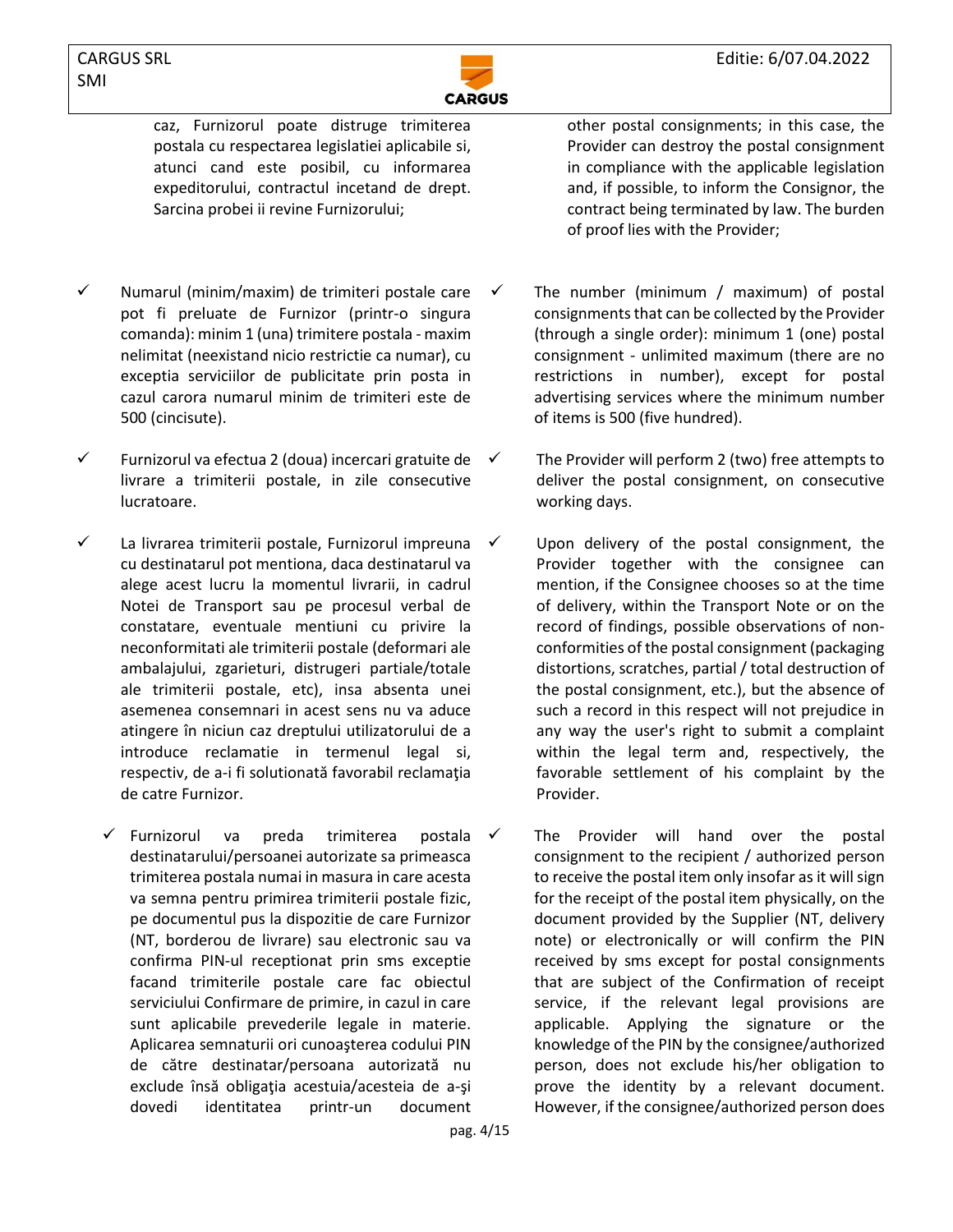caz, Furnizorul poate distruge trimiterea postala cu respectarea legislatiei aplicabile si, atunci cand este posibil, cu informarea expeditorului, contractul incetand de drept. Sarcina probei ii revine Furnizorului;

other postal consignments; in this case, the Provider can destroy the postal consignment in compliance with the applicable legislation and, if possible, to inform the Consignor, the contract being terminated by law. The burden of proof lies with the Provider;

- ✓ Numarul (minim/maxim) de trimiteri postale care pot fi preluate de Furnizor (printr-o singura comanda): minim 1 (una) trimitere postala - maxim nelimitat (neexistand nicio restrictie ca numar), cu exceptia serviciilor de publicitate prin posta in cazul carora numarul minim de trimiteri este de 500 (cincisute).

- ✓ The number (minimum / maximum) of postal consignments that can be collected by the Provider (through a single order): minimum 1 (one) postal consignment - unlimited maximum (there are no restrictions in number), except for postal advertising services where the minimum number of items is 500 (five hundred).

- ✓ Furnizorul va efectua 2 (doua) incercari gratuite de livrare a trimiterii postale, in zile consecutive lucratoare.

- ✓ The Provider will perform 2 (two) free attempts to deliver the postal consignment, on consecutive working days.

- ✓ La livrarea trimiterii postale, Furnizorul impreuna cu destinatarul pot mentiona, daca destinatarul va alege acest lucru la momentul livrarii, in cadrul Notei de Transport sau pe procesul verbal de constatare, eventuale mentiuni cu privire la neconformitati ale trimiterii postale (deformari ale ambalajului, zgarieturi, distrugeri partiale/totale ale trimiterii postale, etc), insa absenta unei asemenea consemnari in acest sens nu va aduce atingere în niciun caz dreptului utilizatorului de a introduce reclamatie in termenul legal si, respectiv, de a-i fi solutionată favorabil reclamaţia de catre Furnizor.

- ✓ Upon delivery of the postal consignment, the Provider together with the consignee can mention, if the Consignee chooses so at the time of delivery, within the Transport Note or on the record of findings, possible observations of non-conformities of the postal consignment (packaging distortions, scratches, partial / total destruction of the postal consignment, etc.), but the absence of such a record in this respect will not prejudice in any way the user's right to submit a complaint within the legal term and, respectively, the favorable settlement of his complaint by the Provider.

- ✓ Furnizorul va preda trimiterea postala destinatarului/persoanei autorizate sa primeasca trimiterea postala numai in masura in care acesta va semna pentru primirea trimiterii postale fizic, pe documentul pus la dispozitie de care Furnizor (NT, borderou de livrare) sau electronic sau va confirma PIN-ul receptionat prin sms exceptie facand trimiterile postale care fac obiectul serviciului Confirmare de primire, in cazul in care sunt aplicabile prevederile legale in materie. Aplicarea semnaturii ori cunoaşterea codului PIN de către destinatar/persoana autorizată nu exclude însă obligaţia acestuia/acesteia de a-şi dovedi identitatea printr-un document

- ✓ The Provider will hand over the postal consignment to the recipient / authorized person to receive the postal item only insofar as it will sign for the receipt of the postal item physically, on the document provided by the Supplier (NT, delivery note) or electronically or will confirm the PIN received by sms except for postal consignments that are subject of the Confirmation of receipt service, if the relevant legal provisions are applicable. Applying the signature or the knowledge of the PIN by the consignee/authorized person, does not exclude his/her obligation to prove the identity by a relevant document. However, if the consignee/authorized person does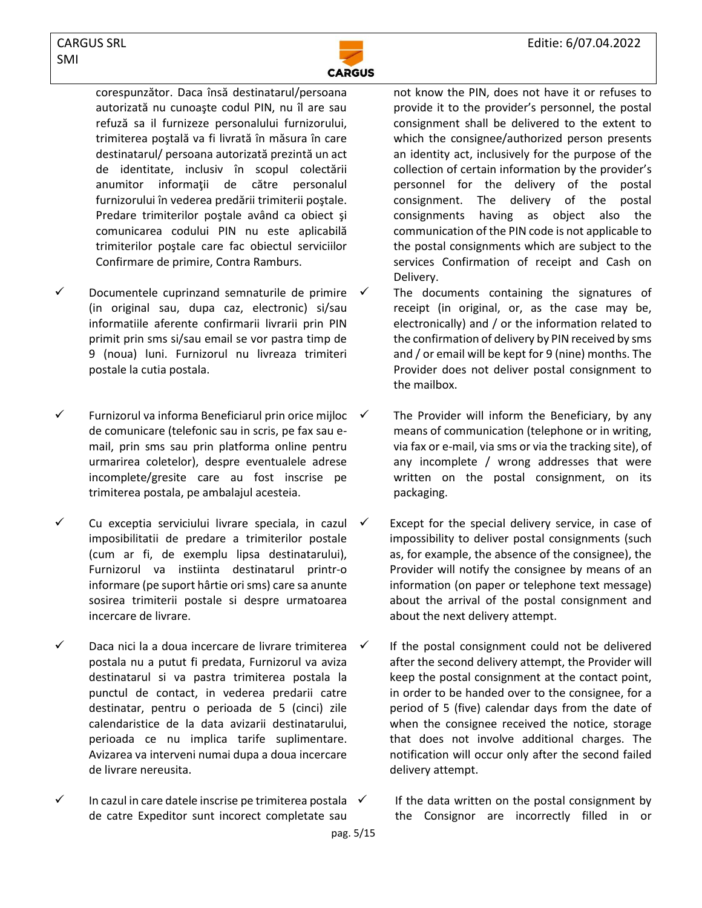corespunzător. Daca însă destinatarul/persoana autorizată nu cunoaşte codul PIN, nu îl are sau refuză sa il furnizeze personalului furnizorului, trimiterea poştală va fi livrată în măsura în care destinatarul/ persoana autorizată prezintă un act de identitate, inclusiv în scopul colectării anumitor informaţii de către personalul furnizorului în vederea predării trimiterii poştale. Predare trimiterilor poştale având ca obiect şi comunicarea codului PIN nu este aplicabilă trimiterilor poştale care fac obiectul serviciilor Confirmare de primire, Contra Ramburs.

- ✓ Documentele cuprinzand semnaturile de primire (in original sau, dupa caz, electronic) si/sau informatiile aferente confirmarii livrarii prin PIN primit prin sms si/sau email se vor pastra timp de 9 (noua) luni. Furnizorul nu livreaza trimiteri postale la cutia postala.

- ✓ Furnizorul va informa Beneficiarul prin orice mijloc de comunicare (telefonic sau in scris, pe fax sau e-mail, prin sms sau prin platforma online pentru urmarirea coletelor), despre eventualele adrese incomplete/gresite care au fost inscrise pe trimiterea postala, pe ambalajul acesteia.

- ✓ Cu exceptia serviciului livrare speciala, in cazul imposibilitatii de predare a trimiterilor postale (cum ar fi, de exemplu lipsa destinatarului), Furnizorul va instiinta destinatarul printr-o informare (pe suport hârtie ori sms) care sa anunte sosirea trimiterii postale si despre urmatoarea incercare de livrare.

- ✓ Daca nici la a doua incercare de livrare trimiterea postala nu a putut fi predata, Furnizorul va aviza destinatarul si va pastra trimiterea postala la punctul de contact, in vederea predarii catre destinatar, pentru o perioada de 5 (cinci) zile calendaristice de la data avizarii destinatarului, perioada ce nu implica tarife suplimentare. Avizarea va interveni numai dupa a doua incercare de livrare nereusita.

- ✓ In cazul in care datele inscrise pe trimiterea postala de catre Expeditor sunt incorect completate sau

not know the PIN, does not have it or refuses to provide it to the provider's personnel, the postal consignment shall be delivered to the extent to which the consignee/authorized person presents an identity act, inclusively for the purpose of the collection of certain information by the provider's personnel for the delivery of the postal consignment. The delivery of the postal consignments having as object also the communication of the PIN code is not applicable to the postal consignments which are subject to the services Confirmation of receipt and Cash on Delivery.

- ✓ The documents containing the signatures of receipt (in original, or, as the case may be, electronically) and / or the information related to the confirmation of delivery by PIN received by sms and / or email will be kept for 9 (nine) months. The Provider does not deliver postal consignment to the mailbox.

- ✓ The Provider will inform the Beneficiary, by any means of communication (telephone or in writing, via fax or e-mail, via sms or via the tracking site), of any incomplete / wrong addresses that were written on the postal consignment, on its packaging.

- ✓ Except for the special delivery service, in case of impossibility to deliver postal consignments (such as, for example, the absence of the consignee), the Provider will notify the consignee by means of an information (on paper or telephone text message) about the arrival of the postal consignment and about the next delivery attempt.

- ✓ If the postal consignment could not be delivered after the second delivery attempt, the Provider will keep the postal consignment at the contact point, in order to be handed over to the consignee, for a period of 5 (five) calendar days from the date of when the consignee received the notice, storage that does not involve additional charges. The notification will occur only after the second failed delivery attempt.

- ✓ If the data written on the postal consignment by the Consignor are incorrectly filled in or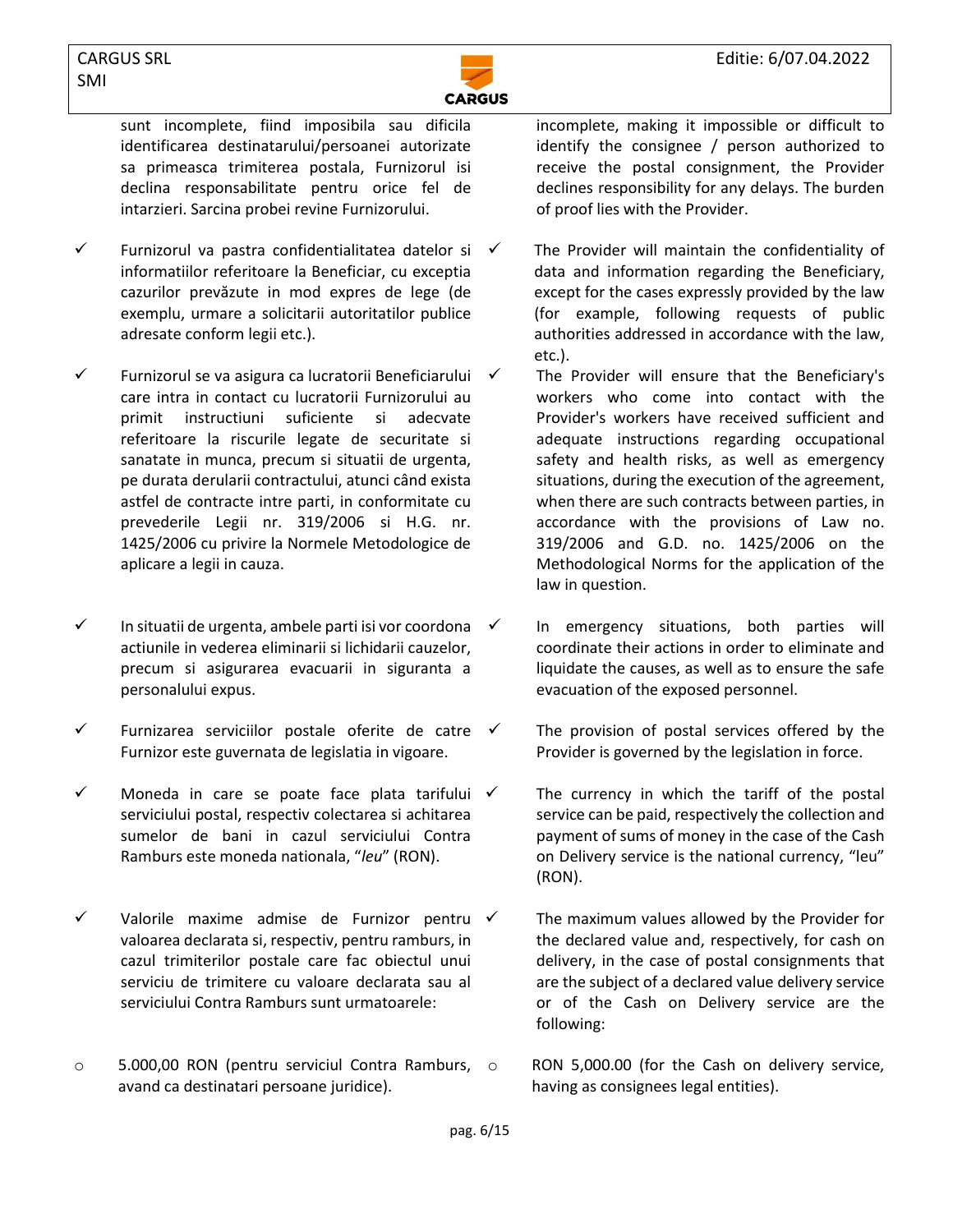sunt incomplete, fiind imposibila sau dificila identificarea destinatarului/persoanei autorizate sa primeasca trimiterea postala, Furnizorul isi declina responsabilitate pentru orice fel de intarzieri. Sarcina probei revine Furnizorului.

incomplete, making it impossible or difficult to identify the consignee / person authorized to receive the postal consignment, the Provider declines responsibility for any delays. The burden of proof lies with the Provider.

- ✓ Furnizorul va pastra confidentialitatea datelor si informatiilor referitoare la Beneficiar, cu exceptia cazurilor prevăzute in mod expres de lege (de exemplu, urmare a solicitarii autoritatilor publice adresate conform legii etc.).

- ✓ The Provider will maintain the confidentiality of data and information regarding the Beneficiary, except for the cases expressly provided by the law (for example, following requests of public authorities addressed in accordance with the law, etc.).

- ✓ Furnizorul se va asigura ca lucratorii Beneficiarului care intra in contact cu lucratorii Furnizorului au primit instructiuni suficiente si adecvate referitoare la riscurile legate de securitate si sanatate in munca, precum si situatii de urgenta, pe durata derularii contractului, atunci când exista astfel de contracte intre parti, in conformitate cu prevederile Legii nr. 319/2006 si H.G. nr. 1425/2006 cu privire la Normele Metodologice de aplicare a legii in cauza.

- ✓ The Provider will ensure that the Beneficiary's workers who come into contact with the Provider's workers have received sufficient and adequate instructions regarding occupational safety and health risks, as well as emergency situations, during the execution of the agreement, when there are such contracts between parties, in accordance with the provisions of Law no. 319/2006 and G.D. no. 1425/2006 on the Methodological Norms for the application of the law in question.

- ✓ In situatii de urgenta, ambele parti isi vor coordona actiunile in vederea eliminarii si lichidarii cauzelor, precum si asigurarea evacuarii in siguranta a personalului expus.

- ✓ In emergency situations, both parties will coordinate their actions in order to eliminate and liquidate the causes, as well as to ensure the safe evacuation of the exposed personnel.

- ✓ Furnizarea serviciilor postale oferite de catre Furnizor este guvernata de legislatia in vigoare.

- ✓ The provision of postal services offered by the Provider is governed by the legislation in force.

- ✓ Moneda in care se poate face plata tarifului serviciului postal, respectiv colectarea si achitarea sumelor de bani in cazul serviciului Contra Ramburs este moneda nationala, "*leu*" (RON).

- ✓ The currency in which the tariff of the postal service can be paid, respectively the collection and payment of sums of money in the case of the Cash on Delivery service is the national currency, "leu" (RON).

- ✓ Valorile maxime admise de Furnizor pentru valoarea declarata si, respectiv, pentru ramburs, in cazul trimiterilor postale care fac obiectul unui serviciu de trimitere cu valoare declarata sau al serviciului Contra Ramburs sunt urmatoarele:

- ✓ The maximum values allowed by the Provider for the declared value and, respectively, for cash on delivery, in the case of postal consignments that are the subject of a declared value delivery service or of the Cash on Delivery service are the following:

  - 5.000,00 RON (pentru serviciul Contra Ramburs, avand ca destinatari persoane juridice).

  - RON 5,000.00 (for the Cash on delivery service, having as consignees legal entities).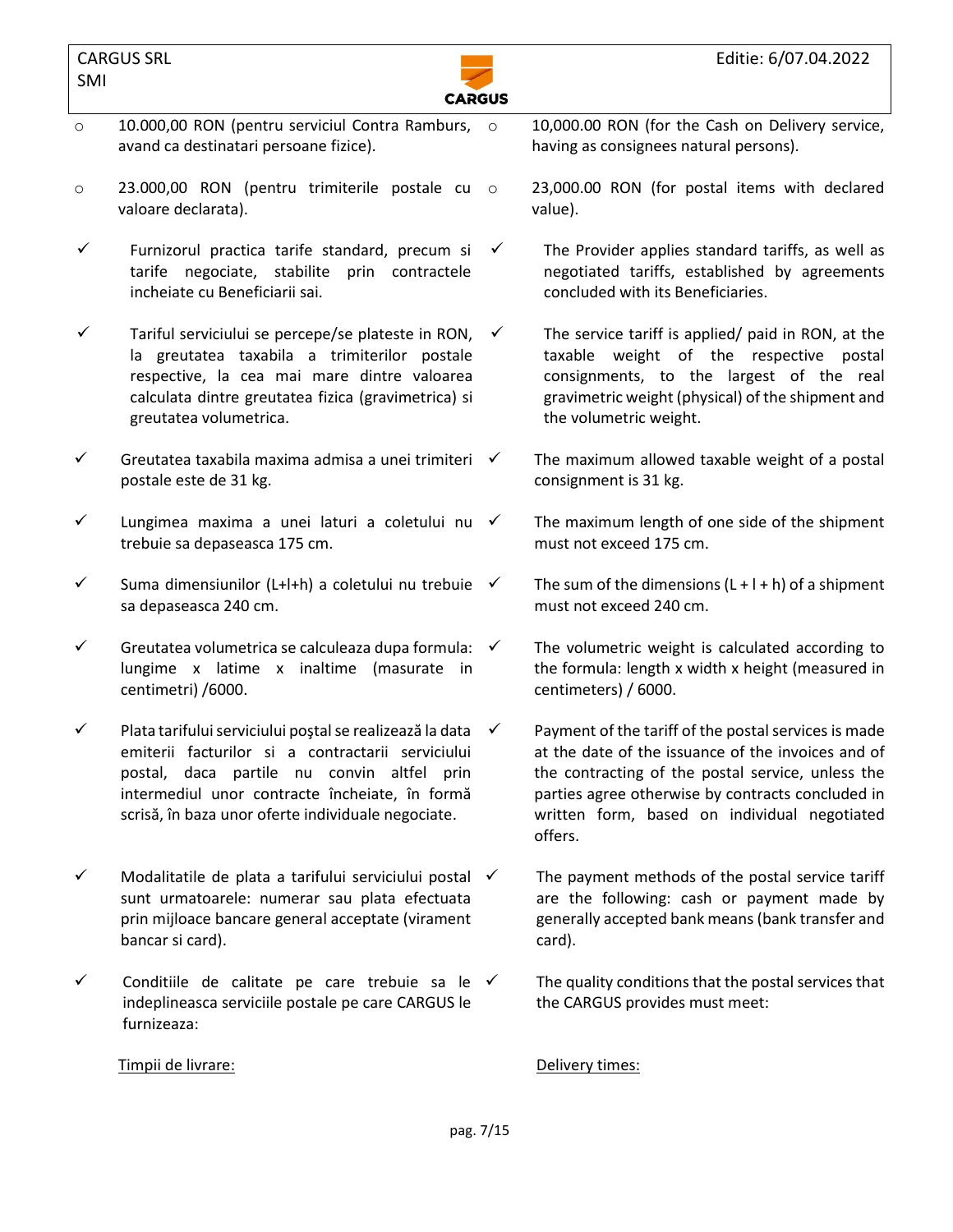- 10.000,00 RON (pentru serviciul Contra Ramburs, avand ca destinatari persoane fizice).
- 23.000,00 RON (pentru trimiterile postale cu valoare declarata).

- ✓ Furnizorul practica tarife standard, precum si tarife negociate, stabilite prin contractele incheiate cu Beneficiarii sai.
- ✓ Tariful serviciului se percepe/se plateste in RON, la greutatea taxabila a trimiterilor postale respective, la cea mai mare dintre valoarea calculata dintre greutatea fizica (gravimetrica) si greutatea volumetrica.
- ✓ Greutatea taxabila maxima admisa a unei trimiteri postale este de 31 kg.
- ✓ Lungimea maxima a unei laturi a coletului nu trebuie sa depaseasca 175 cm.
- ✓ Suma dimensiunilor (L+l+h) a coletului nu trebuie sa depaseasca 240 cm.
- ✓ Greutatea volumetrica se calculeaza dupa formula: lungime x latime x inaltime (masurate in centimetri) /6000.
- ✓ Plata tarifului serviciului poştal se realizează la data emiterii facturilor si a contractarii serviciului postal, daca partile nu convin altfel prin intermediul unor contracte încheiate, în formă scrisă, în baza unor oferte individuale negociate.
- ✓ Modalitatile de plata a tarifului serviciului postal sunt urmatoarele: numerar sau plata efectuata prin mijloace bancare general acceptate (virament bancar si card).
- ✓ Conditiile de calitate pe care trebuie sa le indeplineasca serviciile postale pe care CARGUS le furnizeaza:

Timpii de livrare:

---

- 10,000.00 RON (for the Cash on Delivery service, having as consignees natural persons).
- 23,000.00 RON (for postal items with declared value).

- ✓ The Provider applies standard tariffs, as well as negotiated tariffs, established by agreements concluded with its Beneficiaries.
- ✓ The service tariff is applied/ paid in RON, at the taxable weight of the respective postal consignments, to the largest of the real gravimetric weight (physical) of the shipment and the volumetric weight.
- ✓ The maximum allowed taxable weight of a postal consignment is 31 kg.
- ✓ The maximum length of one side of the shipment must not exceed 175 cm.
- ✓ The sum of the dimensions (L + l + h) of a shipment must not exceed 240 cm.
- ✓ The volumetric weight is calculated according to the formula: length x width x height (measured in centimeters) / 6000.
- ✓ Payment of the tariff of the postal services is made at the date of the issuance of the invoices and of the contracting of the postal service, unless the parties agree otherwise by contracts concluded in written form, based on individual negotiated offers.
- ✓ The payment methods of the postal service tariff are the following: cash or payment made by generally accepted bank means (bank transfer and card).
- ✓ The quality conditions that the postal services that the CARGUS provides must meet:

Delivery times: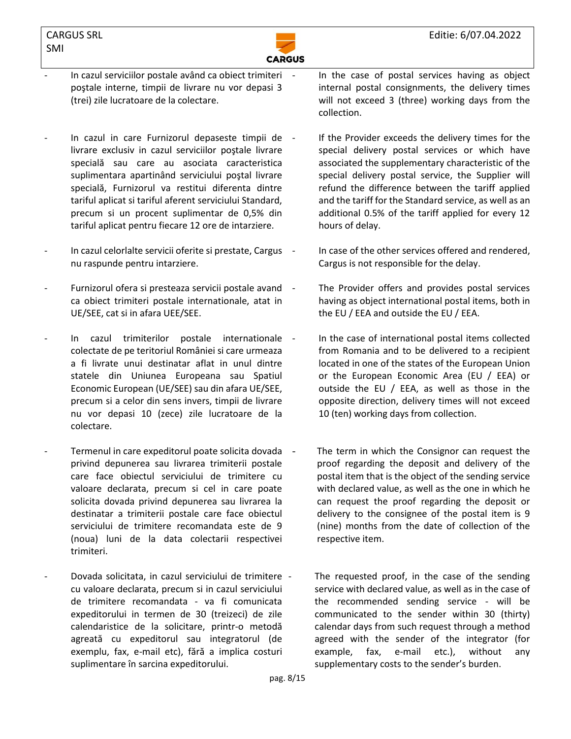- In cazul serviciilor postale având ca obiect trimiteri poştale interne, timpii de livrare nu vor depasi 3 (trei) zile lucratoare de la colectare.

- In cazul in care Furnizorul depaseste timpii de livrare exclusiv in cazul serviciilor poştale livrare specială sau care au asociata caracteristica suplimentara apartinând serviciului poştal livrare specială, Furnizorul va restitui diferenta dintre tariful aplicat si tariful aferent serviciului Standard, precum si un procent suplimentar de 0,5% din tariful aplicat pentru fiecare 12 ore de intarziere.

- In cazul celorlalte servicii oferite si prestate, Cargus nu raspunde pentru intarziere.

- Furnizorul ofera si presteaza servicii postale avand ca obiect trimiteri postale internationale, atat in UE/SEE, cat si in afara UEE/SEE.

- In cazul trimiterilor postale internationale colectate de pe teritoriul României si care urmeaza a fi livrate unui destinatar aflat in unul dintre statele din Uniunea Europeana sau Spatiul Economic European (UE/SEE) sau din afara UE/SEE, precum si a celor din sens invers, timpii de livrare nu vor depasi 10 (zece) zile lucratoare de la colectare.

- Termenul in care expeditorul poate solicita dovada privind depunerea sau livrarea trimiterii postale care face obiectul serviciului de trimitere cu valoare declarata, precum si cel in care poate solicita dovada privind depunerea sau livrarea la destinatar a trimiterii postale care face obiectul serviciului de trimitere recomandata este de 9 (noua) luni de la data colectarii respectivei trimiteri.

- Dovada solicitata, in cazul serviciului de trimitere cu valoare declarata, precum si in cazul serviciului de trimitere recomandata - va fi comunicata expeditorului in termen de 30 (treizeci) de zile calendaristice de la solicitare, printr-o metodă agreată cu expeditorul sau integratorul (de exemplu, fax, e-mail etc), fără a implica costuri suplimentare în sarcina expeditorului.

- In the case of postal services having as object internal postal consignments, the delivery times will not exceed 3 (three) working days from the collection.

- If the Provider exceeds the delivery times for the special delivery postal services or which have associated the supplementary characteristic of the special delivery postal service, the Supplier will refund the difference between the tariff applied and the tariff for the Standard service, as well as an additional 0.5% of the tariff applied for every 12 hours of delay.

- In case of the other services offered and rendered, Cargus is not responsible for the delay.

- The Provider offers and provides postal services having as object international postal items, both in the EU / EEA and outside the EU / EEA.

- In the case of international postal items collected from Romania and to be delivered to a recipient located in one of the states of the European Union or the European Economic Area (EU / EEA) or outside the EU / EEA, as well as those in the opposite direction, delivery times will not exceed 10 (ten) working days from collection.

- The term in which the Consignor can request the proof regarding the deposit and delivery of the postal item that is the object of the sending service with declared value, as well as the one in which he can request the proof regarding the deposit or delivery to the consignee of the postal item is 9 (nine) months from the date of collection of the respective item.

- The requested proof, in the case of the sending service with declared value, as well as in the case of the recommended sending service - will be communicated to the sender within 30 (thirty) calendar days from such request through a method agreed with the sender of the integrator (for example, fax, e-mail etc.), without any supplementary costs to the sender's burden.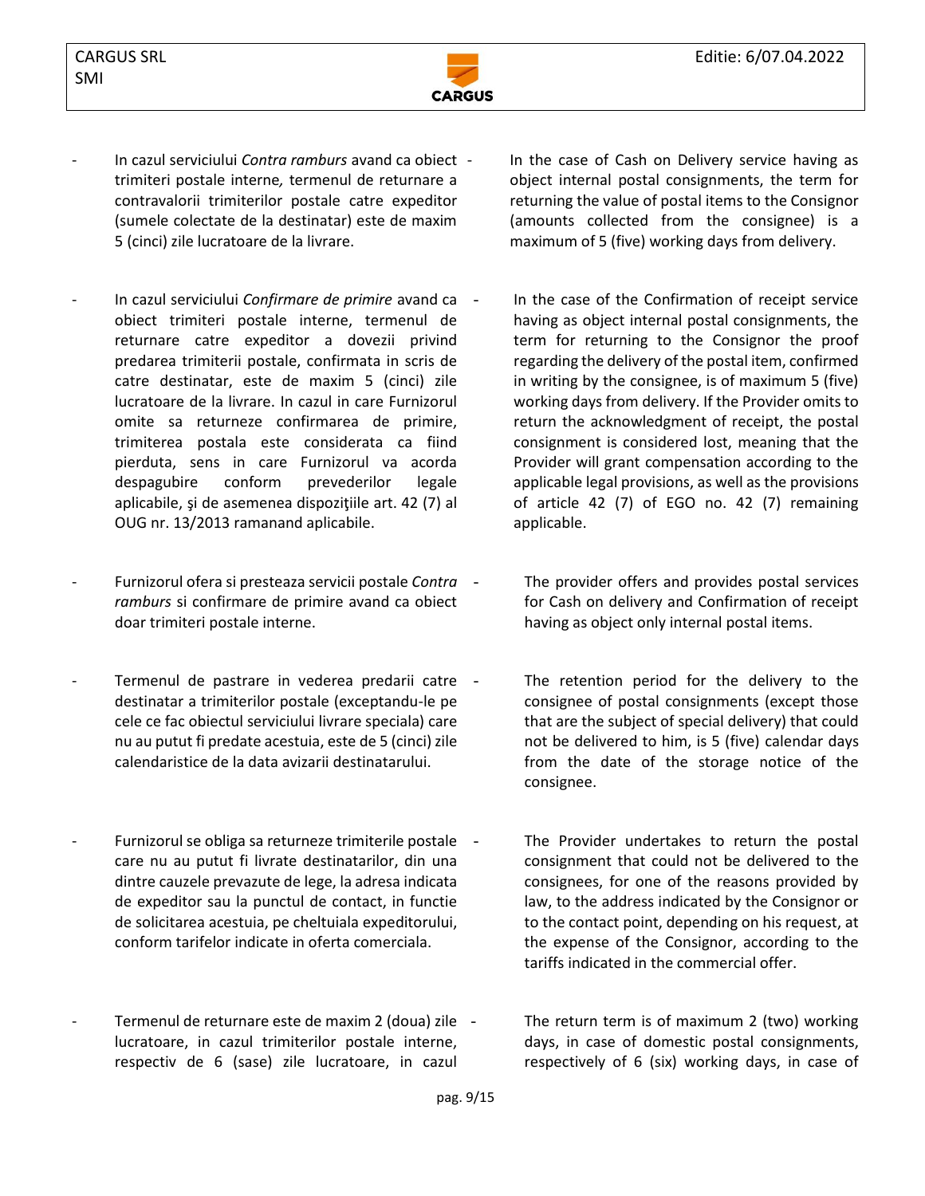- In cazul serviciului *Contra ramburs* avand ca obiect trimiteri postale interne*,* termenul de returnare a contravalorii trimiterilor postale catre expeditor (sumele colectate de la destinatar) este de maxim 5 (cinci) zile lucratoare de la livrare.

- In the case of Cash on Delivery service having as object internal postal consignments, the term for returning the value of postal items to the Consignor (amounts collected from the consignee) is a maximum of 5 (five) working days from delivery.

- In cazul serviciului *Confirmare de primire* avand ca obiect trimiteri postale interne, termenul de returnare catre expeditor a dovezii privind predarea trimiterii postale, confirmata in scris de catre destinatar, este de maxim 5 (cinci) zile lucratoare de la livrare. In cazul in care Furnizorul omite sa returneze confirmarea de primire, trimiterea postala este considerata ca fiind pierduta, sens in care Furnizorul va acorda despagubire conform prevederilor legale aplicabile, şi de asemenea dispoziţiile art. 42 (7) al OUG nr. 13/2013 ramanand aplicabile.

- In the case of the Confirmation of receipt service having as object internal postal consignments, the term for returning to the Consignor the proof regarding the delivery of the postal item, confirmed in writing by the consignee, is of maximum 5 (five) working days from delivery. If the Provider omits to return the acknowledgment of receipt, the postal consignment is considered lost, meaning that the Provider will grant compensation according to the applicable legal provisions, as well as the provisions of article 42 (7) of EGO no. 42 (7) remaining applicable.

- Furnizorul ofera si presteaza servicii postale *Contra ramburs* si confirmare de primire avand ca obiect doar trimiteri postale interne.

- The provider offers and provides postal services for Cash on delivery and Confirmation of receipt having as object only internal postal items.

- Termenul de pastrare in vederea predarii catre destinatar a trimiterilor postale (exceptandu-le pe cele ce fac obiectul serviciului livrare speciala) care nu au putut fi predate acestuia, este de 5 (cinci) zile calendaristice de la data avizarii destinatarului.

- The retention period for the delivery to the consignee of postal consignments (except those that are the subject of special delivery) that could not be delivered to him, is 5 (five) calendar days from the date of the storage notice of the consignee.

- Furnizorul se obliga sa returneze trimiterile postale care nu au putut fi livrate destinatarilor, din una dintre cauzele prevazute de lege, la adresa indicata de expeditor sau la punctul de contact, in functie de solicitarea acestuia, pe cheltuiala expeditorului, conform tarifelor indicate in oferta comerciala.

- The Provider undertakes to return the postal consignment that could not be delivered to the consignees, for one of the reasons provided by law, to the address indicated by the Consignor or to the contact point, depending on his request, at the expense of the Consignor, according to the tariffs indicated in the commercial offer.

- Termenul de returnare este de maxim 2 (doua) zile lucratoare, in cazul trimiterilor postale interne, respectiv de 6 (sase) zile lucratoare, in cazul

- The return term is of maximum 2 (two) working days, in case of domestic postal consignments, respectively of 6 (six) working days, in case of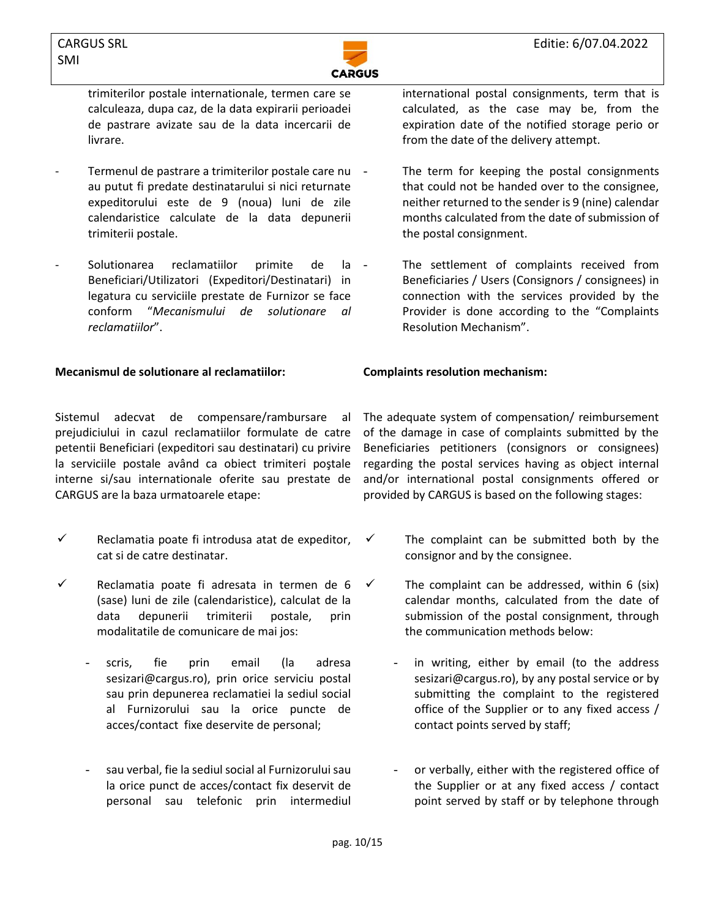trimiterilor postale internationale, termen care se calculeaza, dupa caz, de la data expirarii perioadei de pastrare avizate sau de la data incercarii de livrare.

- Termenul de pastrare a trimiterilor postale care nu au putut fi predate destinatarului si nici returnate expeditorului este de 9 (noua) luni de zile calendaristice calculate de la data depunerii trimiterii postale.

- Solutionarea reclamatiilor primite de la Beneficiari/Utilizatori (Expeditori/Destinatari) in legatura cu serviciile prestate de Furnizor se face conform "*Mecanismului de solutionare al reclamatiilor*".

**Mecanismul de solutionare al reclamatiilor:**

Sistemul adecvat de compensare/rambursare al prejudiciului in cazul reclamatiilor formulate de catre petentii Beneficiari (expeditori sau destinatari) cu privire la serviciile postale având ca obiect trimiteri poştale interne si/sau internationale oferite sau prestate de CARGUS are la baza urmatoarele etape:

- ✓ Reclamatia poate fi introdusa atat de expeditor, cat si de catre destinatar.

- ✓ Reclamatia poate fi adresata in termen de 6 (sase) luni de zile (calendaristice), calculat de la data depunerii trimiterii postale, prin modalitatile de comunicare de mai jos:

  - scris, fie prin email (la adresa sesizari@cargus.ro), prin orice serviciu postal sau prin depunerea reclamatiei la sediul social al Furnizorului sau la orice puncte de acces/contact fixe deservite de personal;

  - sau verbal, fie la sediul social al Furnizorului sau la orice punct de acces/contact fix deservit de personal sau telefonic prin intermediul

international postal consignments, term that is calculated, as the case may be, from the expiration date of the notified storage perio or from the date of the delivery attempt.

- The term for keeping the postal consignments that could not be handed over to the consignee, neither returned to the sender is 9 (nine) calendar months calculated from the date of submission of the postal consignment.

- The settlement of complaints received from Beneficiaries / Users (Consignors / consignees) in connection with the services provided by the Provider is done according to the "Complaints Resolution Mechanism".

**Complaints resolution mechanism:**

The adequate system of compensation/ reimbursement of the damage in case of complaints submitted by the Beneficiaries petitioners (consignors or consignees) regarding the postal services having as object internal and/or international postal consignments offered or provided by CARGUS is based on the following stages:

- ✓ The complaint can be submitted both by the consignor and by the consignee.

- ✓ The complaint can be addressed, within 6 (six) calendar months, calculated from the date of submission of the postal consignment, through the communication methods below:

  - in writing, either by email (to the address sesizari@cargus.ro), by any postal service or by submitting the complaint to the registered office of the Supplier or to any fixed access / contact points served by staff;

  - or verbally, either with the registered office of the Supplier or at any fixed access / contact point served by staff or by telephone through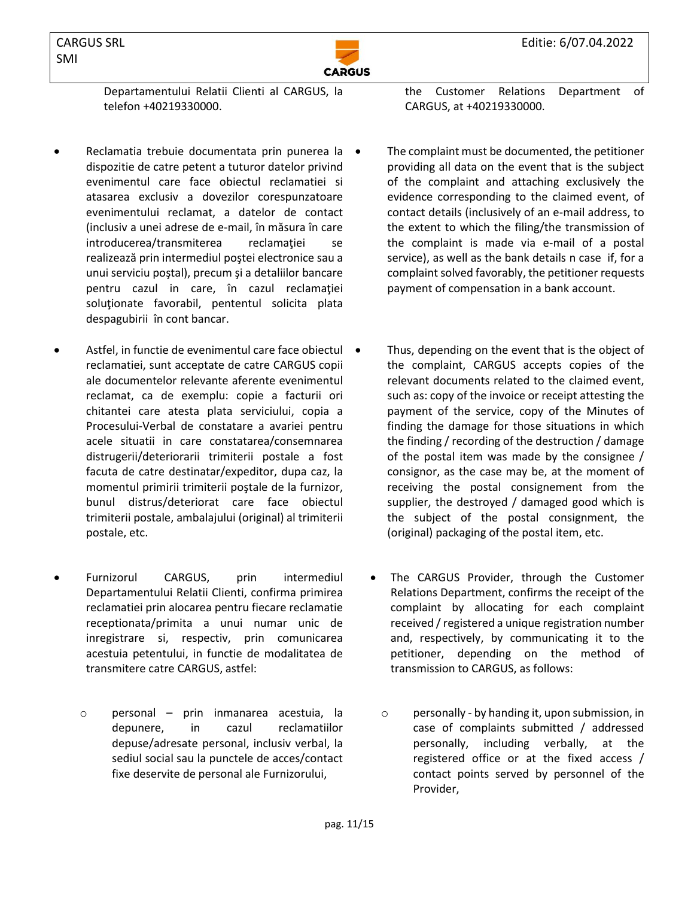Departamentului Relatii Clienti al CARGUS, la telefon +40219330000.

the Customer Relations Department of CARGUS, at +40219330000.

- Reclamatia trebuie documentata prin punerea la dispozitie de catre petent a tuturor datelor privind evenimentul care face obiectul reclamatiei si atasarea exclusiv a dovezilor corespunzatoare evenimentului reclamat, a datelor de contact (inclusiv a unei adrese de e-mail, în măsura în care introducerea/transmiterea reclamaţiei se realizează prin intermediul poştei electronice sau a unui serviciu poştal), precum şi a detaliilor bancare pentru cazul in care, în cazul reclamaţiei soluţionate favorabil, pententul solicita plata despagubirii în cont bancar.

- The complaint must be documented, the petitioner providing all data on the event that is the subject of the complaint and attaching exclusively the evidence corresponding to the claimed event, of contact details (inclusively of an e-mail address, to the extent to which the filing/the transmission of the complaint is made via e-mail of a postal service), as well as the bank details n case if, for a complaint solved favorably, the petitioner requests payment of compensation in a bank account.

- Astfel, in functie de evenimentul care face obiectul reclamatiei, sunt acceptate de catre CARGUS copii ale documentelor relevante aferente evenimentul reclamat, ca de exemplu: copie a facturii ori chitantei care atesta plata serviciului, copia a Procesului-Verbal de constatare a avariei pentru acele situatii in care constatarea/consemnarea distrugerii/deteriorarii trimiterii postale a fost facuta de catre destinatar/expeditor, dupa caz, la momentul primirii trimiterii poştale de la furnizor, bunul distrus/deteriorat care face obiectul trimiterii postale, ambalajului (original) al trimiterii postale, etc.

- Thus, depending on the event that is the object of the complaint, CARGUS accepts copies of the relevant documents related to the claimed event, such as: copy of the invoice or receipt attesting the payment of the service, copy of the Minutes of finding the damage for those situations in which the finding / recording of the destruction / damage of the postal item was made by the consignee / consignor, as the case may be, at the moment of receiving the postal consignement from the supplier, the destroyed / damaged good which is the subject of the postal consignment, the (original) packaging of the postal item, etc.

- Furnizorul CARGUS, prin intermediul Departamentului Relatii Clienti, confirma primirea reclamatiei prin alocarea pentru fiecare reclamatie receptionata/primita a unui numar unic de inregistrare si, respectiv, prin comunicarea acestuia petentului, in functie de modalitatea de transmitere catre CARGUS, astfel:

    - personal – prin inmanarea acestuia, la depunere, in cazul reclamatiilor depuse/adresate personal, inclusiv verbal, la sediul social sau la punctele de acces/contact fixe deservite de personal ale Furnizorului,

- The CARGUS Provider, through the Customer Relations Department, confirms the receipt of the complaint by allocating for each complaint received / registered a unique registration number and, respectively, by communicating it to the petitioner, depending on the method of transmission to CARGUS, as follows:

    - personally - by handing it, upon submission, in case of complaints submitted / addressed personally, including verbally, at the registered office or at the fixed access / contact points served by personnel of the Provider,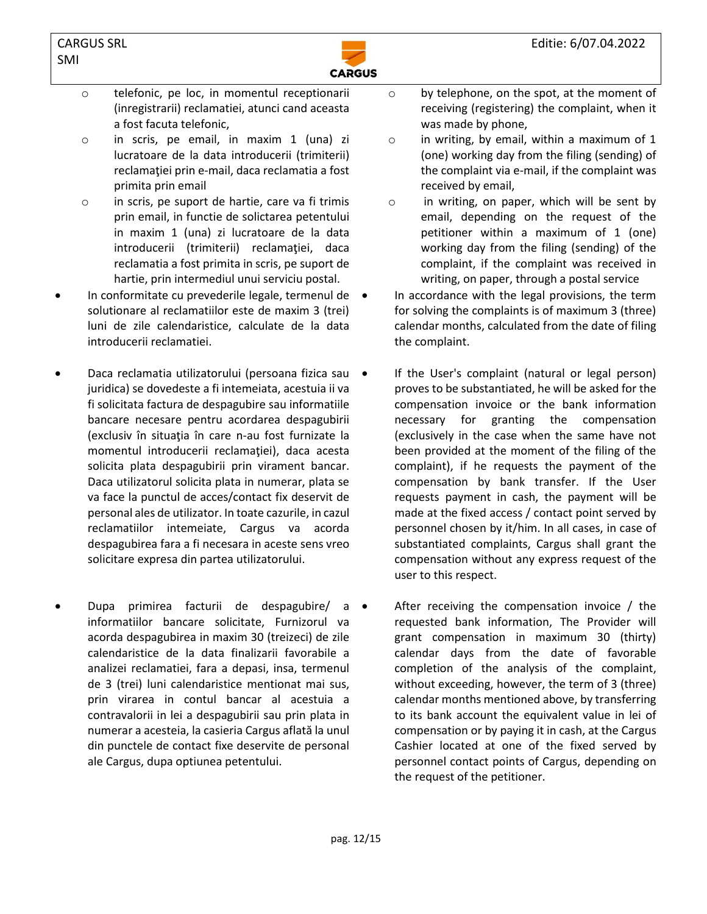- telefonic, pe loc, in momentul receptionarii (inregistrarii) reclamatiei, atunci cand aceasta a fost facuta telefonic,
- in scris, pe email, in maxim 1 (una) zi lucratoare de la data introducerii (trimiterii) reclamaţiei prin e-mail, daca reclamatia a fost primita prin email
- in scris, pe suport de hartie, care va fi trimis prin email, in functie de solictarea petentului in maxim 1 (una) zi lucratoare de la data introducerii (trimiterii) reclamaţiei, daca reclamatia a fost primita in scris, pe suport de hartie, prin intermediul unui serviciu postal.

- In conformitate cu prevederile legale, termenul de solutionare al reclamatiilor este de maxim 3 (trei) luni de zile calendaristice, calculate de la data introducerii reclamatiei.

- Daca reclamatia utilizatorului (persoana fizica sau juridica) se dovedeste a fi intemeiata, acestuia ii va fi solicitata factura de despagubire sau informatiile bancare necesare pentru acordarea despagubirii (exclusiv în situaţia în care n-au fost furnizate la momentul introducerii reclamaţiei), daca acesta solicita plata despagubirii prin virament bancar. Daca utilizatorul solicita plata in numerar, plata se va face la punctul de acces/contact fix deservit de personal ales de utilizator. In toate cazurile, in cazul reclamatiilor intemeiate, Cargus va acorda despagubirea fara a fi necesara in aceste sens vreo solicitare expresa din partea utilizatorului.

- Dupa primirea facturii de despagubire/ a informatiilor bancare solicitate, Furnizorul va acorda despagubirea in maxim 30 (treizeci) de zile calendaristice de la data finalizarii favorabile a analizei reclamatiei, fara a depasi, insa, termenul de 3 (trei) luni calendaristice mentionat mai sus, prin virarea in contul bancar al acestuia a contravalorii in lei a despagubirii sau prin plata in numerar a acesteia, la casieria Cargus aflată la unul din punctele de contact fixe deservite de personal ale Cargus, dupa optiunea petentului.

---

- by telephone, on the spot, at the moment of receiving (registering) the complaint, when it was made by phone,
- in writing, by email, within a maximum of 1 (one) working day from the filing (sending) of the complaint via e-mail, if the complaint was received by email,
- in writing, on paper, which will be sent by email, depending on the request of the petitioner within a maximum of 1 (one) working day from the filing (sending) of the complaint, if the complaint was received in writing, on paper, through a postal service

- In accordance with the legal provisions, the term for solving the complaints is of maximum 3 (three) calendar months, calculated from the date of filing the complaint.

- If the User's complaint (natural or legal person) proves to be substantiated, he will be asked for the compensation invoice or the bank information necessary for granting the compensation (exclusively in the case when the same have not been provided at the moment of the filing of the complaint), if he requests the payment of the compensation by bank transfer. If the User requests payment in cash, the payment will be made at the fixed access / contact point served by personnel chosen by it/him. In all cases, in case of substantiated complaints, Cargus shall grant the compensation without any express request of the user to this respect.

- After receiving the compensation invoice / the requested bank information, The Provider will grant compensation in maximum 30 (thirty) calendar days from the date of favorable completion of the analysis of the complaint, without exceeding, however, the term of 3 (three) calendar months mentioned above, by transferring to its bank account the equivalent value in lei of compensation or by paying it in cash, at the Cargus Cashier located at one of the fixed served by personnel contact points of Cargus, depending on the request of the petitioner.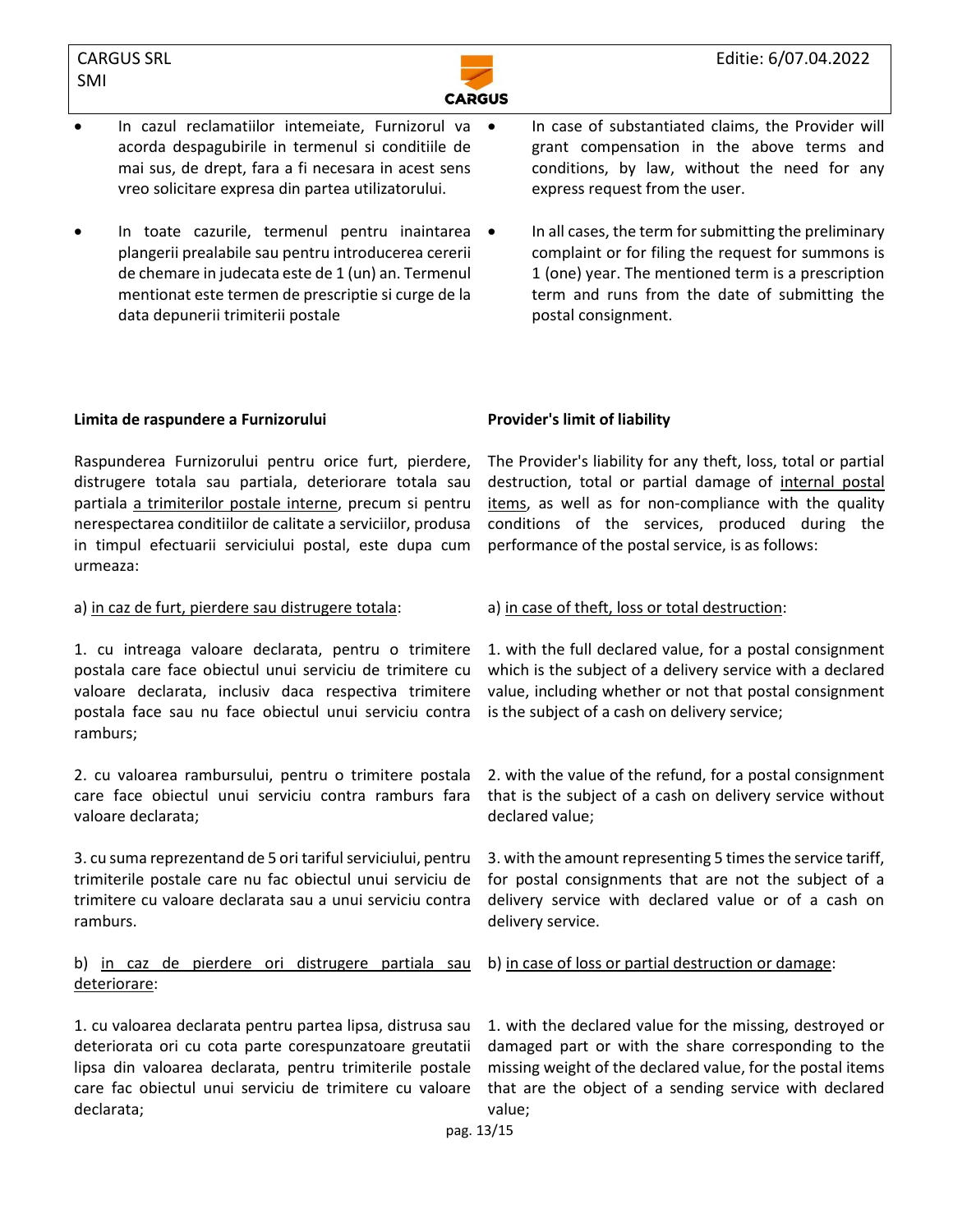- In cazul reclamatiilor intemeiate, Furnizorul va acorda despagubirile in termenul si conditiile de mai sus, de drept, fara a fi necesara in acest sens vreo solicitare expresa din partea utilizatorului.

- In case of substantiated claims, the Provider will grant compensation in the above terms and conditions, by law, without the need for any express request from the user.

- In toate cazurile, termenul pentru inaintarea plangerii prealabile sau pentru introducerea cererii de chemare in judecata este de 1 (un) an. Termenul mentionat este termen de prescriptie si curge de la data depunerii trimiterii postale

- In all cases, the term for submitting the preliminary complaint or for filing the request for summons is 1 (one) year. The mentioned term is a prescription term and runs from the date of submitting the postal consignment.

**Limita de raspundere a Furnizorului**

**Provider's limit of liability**

Raspunderea Furnizorului pentru orice furt, pierdere, distrugere totala sau partiala, deteriorare totala sau partiala a trimiterilor postale interne, precum si pentru nerespectarea conditiilor de calitate a serviciilor, produsa in timpul efectuarii serviciului postal, este dupa cum urmeaza:

The Provider's liability for any theft, loss, total or partial destruction, total or partial damage of internal postal items, as well as for non-compliance with the quality conditions of the services, produced during the performance of the postal service, is as follows:

a) in caz de furt, pierdere sau distrugere totala:

a) in case of theft, loss or total destruction:

1. cu intreaga valoare declarata, pentru o trimitere postala care face obiectul unui serviciu de trimitere cu valoare declarata, inclusiv daca respectiva trimitere postala face sau nu face obiectul unui serviciu contra ramburs;

1. with the full declared value, for a postal consignment which is the subject of a delivery service with a declared value, including whether or not that postal consignment is the subject of a cash on delivery service;

2. cu valoarea rambursului, pentru o trimitere postala care face obiectul unui serviciu contra ramburs fara valoare declarata;

2. with the value of the refund, for a postal consignment that is the subject of a cash on delivery service without declared value;

3. cu suma reprezentand de 5 ori tariful serviciului, pentru trimiterile postale care nu fac obiectul unui serviciu de trimitere cu valoare declarata sau a unui serviciu contra ramburs.

3. with the amount representing 5 times the service tariff, for postal consignments that are not the subject of a delivery service with declared value or of a cash on delivery service.

b) in caz de pierdere ori distrugere partiala sau deteriorare:

b) in case of loss or partial destruction or damage:

1. cu valoarea declarata pentru partea lipsa, distrusa sau deteriorata ori cu cota parte corespunzatoare greutatii lipsa din valoarea declarata, pentru trimiterile postale care fac obiectul unui serviciu de trimitere cu valoare declarata;

1. with the declared value for the missing, destroyed or damaged part or with the share corresponding to the missing weight of the declared value, for the postal items that are the object of a sending service with declared value;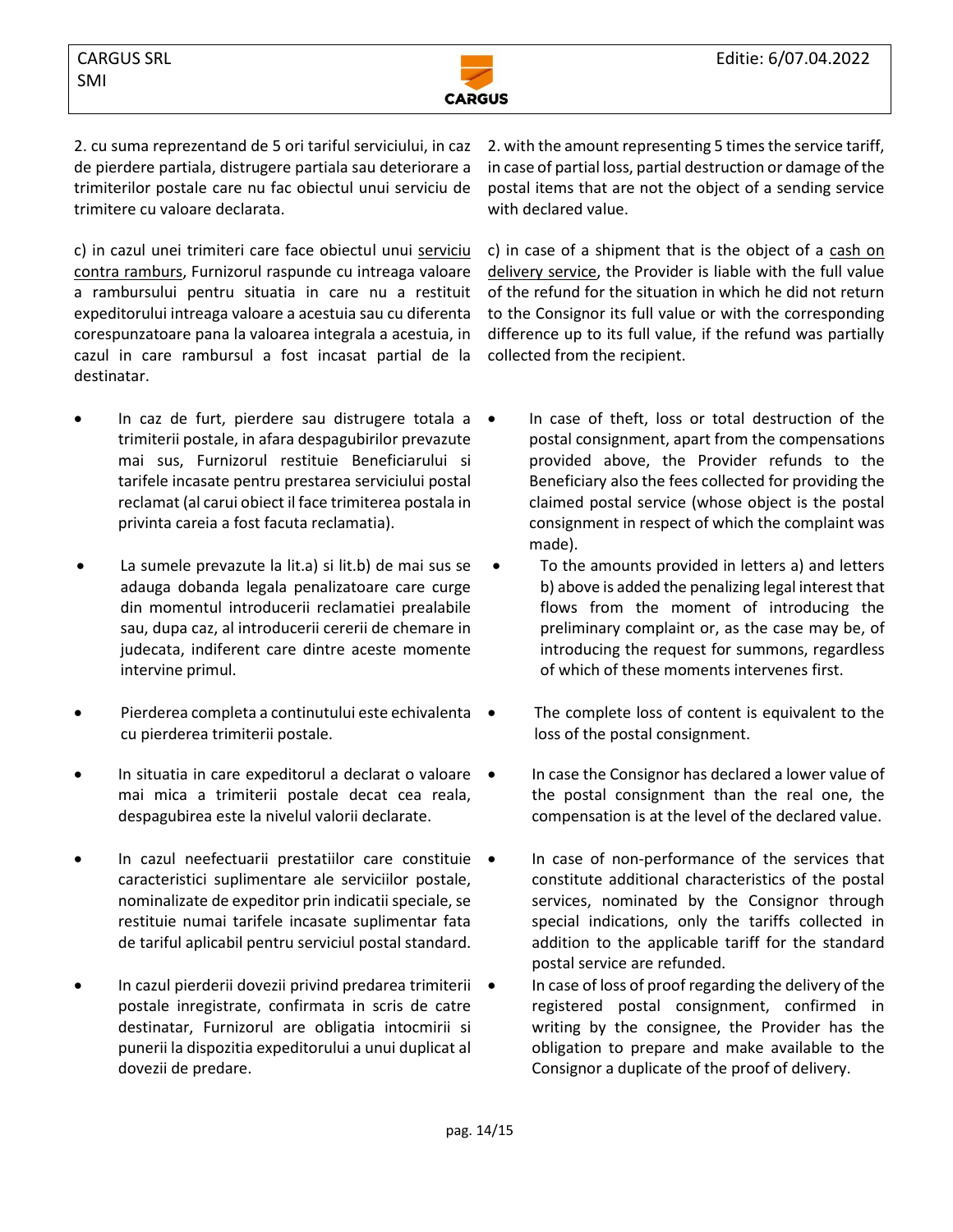2. cu suma reprezentand de 5 ori tariful serviciului, in caz de pierdere partiala, distrugere partiala sau deteriorare a trimiterilor postale care nu fac obiectul unui serviciu de trimitere cu valoare declarata.

2. with the amount representing 5 times the service tariff, in case of partial loss, partial destruction or damage of the postal items that are not the object of a sending service with declared value.

c) in cazul unei trimiteri care face obiectul unui serviciu contra ramburs, Furnizorul raspunde cu intreaga valoare a rambursului pentru situatia in care nu a restituit expeditorului intreaga valoare a acestuia sau cu diferenta corespunzatoare pana la valoarea integrala a acestuia, in cazul in care rambursul a fost incasat partial de la destinatar.

c) in case of a shipment that is the object of a cash on delivery service, the Provider is liable with the full value of the refund for the situation in which he did not return to the Consignor its full value or with the corresponding difference up to its full value, if the refund was partially collected from the recipient.

- In caz de furt, pierdere sau distrugere totala a trimiterii postale, in afara despagubirilor prevazute mai sus, Furnizorul restituie Beneficiarului si tarifele incasate pentru prestarea serviciului postal reclamat (al carui obiect il face trimiterea postala in privinta careia a fost facuta reclamatia).
- La sumele prevazute la lit.a) si lit.b) de mai sus se adauga dobanda legala penalizatoare care curge din momentul introducerii reclamatiei prealabile sau, dupa caz, al introducerii cererii de chemare in judecata, indiferent care dintre aceste momente intervine primul.
- Pierderea completa a continutului este echivalenta cu pierderea trimiterii postale.
- In situatia in care expeditorul a declarat o valoare mai mica a trimiterii postale decat cea reala, despagubirea este la nivelul valorii declarate.
- In cazul neefectuarii prestatiilor care constituie caracteristici suplimentare ale serviciilor postale, nominalizate de expeditor prin indicatii speciale, se restituie numai tarifele incasate suplimentar fata de tariful aplicabil pentru serviciul postal standard.
- In cazul pierderii dovezii privind predarea trimiterii postale inregistrate, confirmata in scris de catre destinatar, Furnizorul are obligatia intocmirii si punerii la dispozitia expeditorului a unui duplicat al dovezii de predare.

- In case of theft, loss or total destruction of the postal consignment, apart from the compensations provided above, the Provider refunds to the Beneficiary also the fees collected for providing the claimed postal service (whose object is the postal consignment in respect of which the complaint was made).
- To the amounts provided in letters a) and letters b) above is added the penalizing legal interest that flows from the moment of introducing the preliminary complaint or, as the case may be, of introducing the request for summons, regardless of which of these moments intervenes first.
- The complete loss of content is equivalent to the loss of the postal consignment.
- In case the Consignor has declared a lower value of the postal consignment than the real one, the compensation is at the level of the declared value.
- In case of non-performance of the services that constitute additional characteristics of the postal services, nominated by the Consignor through special indications, only the tariffs collected in addition to the applicable tariff for the standard postal service are refunded.
- In case of loss of proof regarding the delivery of the registered postal consignment, confirmed in writing by the consignee, the Provider has the obligation to prepare and make available to the Consignor a duplicate of the proof of delivery.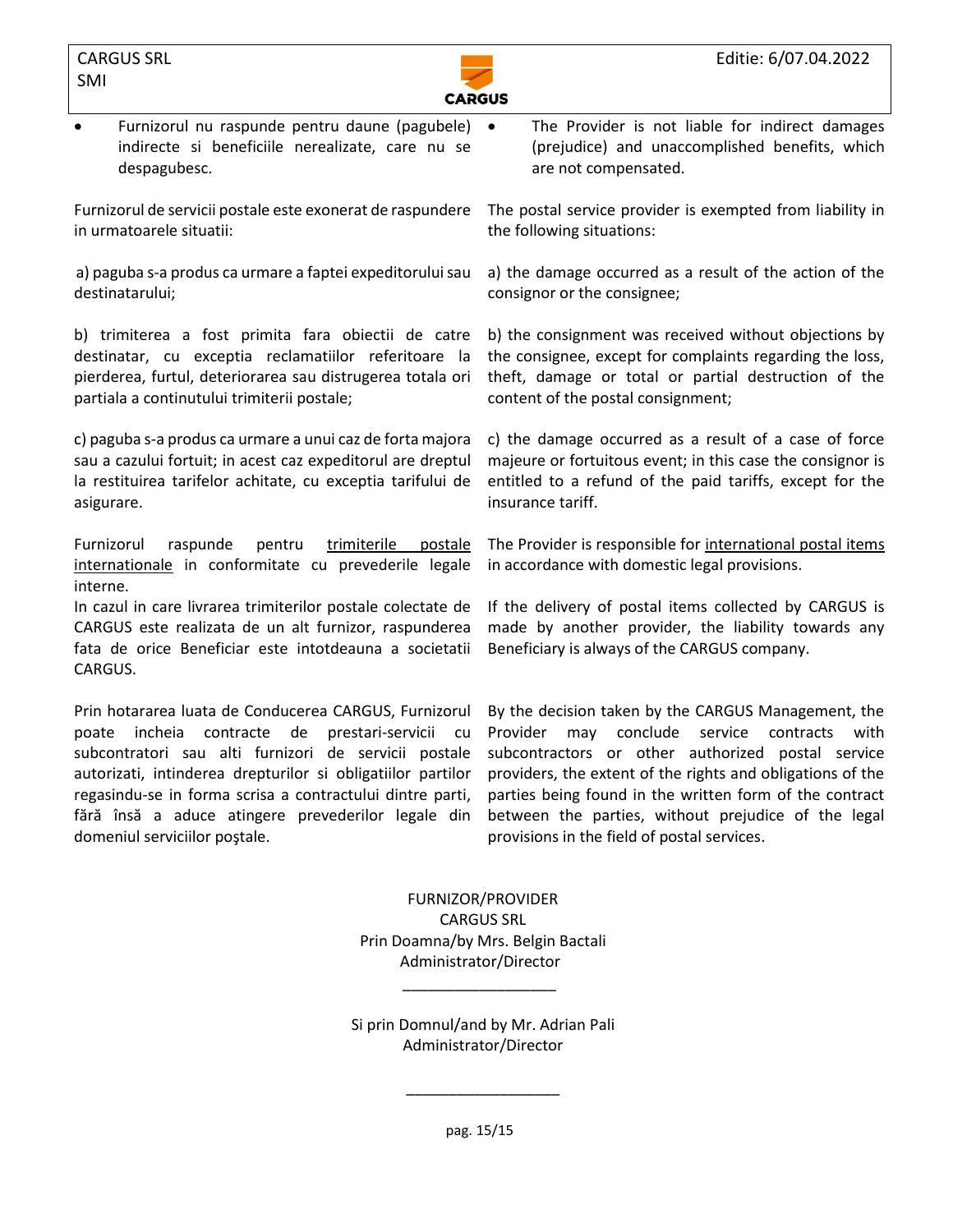- Furnizorul nu raspunde pentru daune (pagubele) indirecte si beneficiile nerealizate, care nu se despagubesc.

Furnizorul de servicii postale este exonerat de raspundere in urmatoarele situatii:

a) paguba s-a produs ca urmare a faptei expeditorului sau destinatarului;

b) trimiterea a fost primita fara obiectii de catre destinatar, cu exceptia reclamatiilor referitoare la pierderea, furtul, deteriorarea sau distrugerea totala ori partiala a continutului trimiterii postale;

c) paguba s-a produs ca urmare a unui caz de forta majora sau a cazului fortuit; in acest caz expeditorul are dreptul la restituirea tarifelor achitate, cu exceptia tarifului de asigurare.

Furnizorul raspunde pentru <u>trimiterile postale internationale</u> in conformitate cu prevederile legale interne.

In cazul in care livrarea trimiterilor postale colectate de CARGUS este realizata de un alt furnizor, raspunderea fata de orice Beneficiar este intotdeauna a societatii CARGUS.

Prin hotararea luata de Conducerea CARGUS, Furnizorul poate incheia contracte de prestari-servicii cu subcontratori sau alti furnizori de servicii postale autorizati, intinderea drepturilor si obligatiilor partilor regasindu-se in forma scrisa a contractului dintre parti, fără însă a aduce atingere prevederilor legale din domeniul serviciilor poştale.

- The Provider is not liable for indirect damages (prejudice) and unaccomplished benefits, which are not compensated.

The postal service provider is exempted from liability in the following situations:

a) the damage occurred as a result of the action of the consignor or the consignee;

b) the consignment was received without objections by the consignee, except for complaints regarding the loss, theft, damage or total or partial destruction of the content of the postal consignment;

c) the damage occurred as a result of a case of force majeure or fortuitous event; in this case the consignor is entitled to a refund of the paid tariffs, except for the insurance tariff.

The Provider is responsible for <u>international postal items</u> in accordance with domestic legal provisions.

If the delivery of postal items collected by CARGUS is made by another provider, the liability towards any Beneficiary is always of the CARGUS company.

By the decision taken by the CARGUS Management, the Provider may conclude service contracts with subcontractors or other authorized postal service providers, the extent of the rights and obligations of the parties being found in the written form of the contract between the parties, without prejudice of the legal provisions in the field of postal services.

FURNIZOR/PROVIDER
CARGUS SRL
Prin Doamna/by Mrs. Belgin Bactali
Administrator/Director

___________________

Si prin Domnul/and by Mr. Adrian Pali
Administrator/Director

___________________